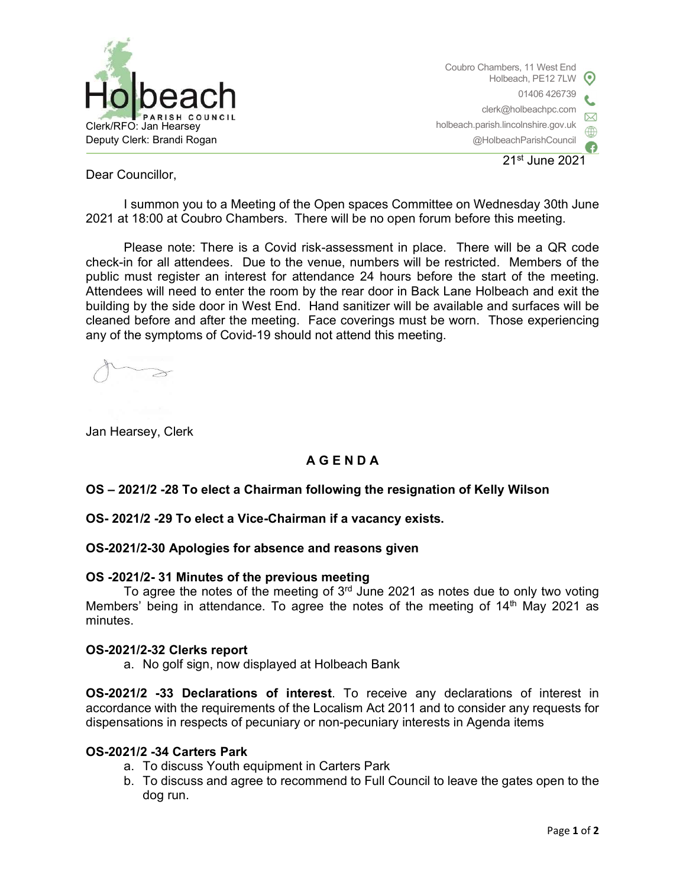# Holbeach PARISH COUNCIL

Clerk/RFO: Jan Hearsey
Deputy Clerk: Brandi Rogan

Coubro Chambers, 11 West End
Holbeach, PE12 7LW
01406 426739
clerk@holbeachpc.com
holbeach.parish.lincolnshire.gov.uk
@HolbeachParishCouncil

21st June 2021

Dear Councillor,

I summon you to a Meeting of the Open spaces Committee on Wednesday 30th June 2021 at 18:00 at Coubro Chambers. There will be no open forum before this meeting.

Please note: There is a Covid risk-assessment in place. There will be a QR code check-in for all attendees. Due to the venue, numbers will be restricted. Members of the public must register an interest for attendance 24 hours before the start of the meeting. Attendees will need to enter the room by the rear door in Back Lane Holbeach and exit the building by the side door in West End. Hand sanitizer will be available and surfaces will be cleaned before and after the meeting. Face coverings must be worn. Those experiencing any of the symptoms of Covid-19 should not attend this meeting.

Jan Hearsey, Clerk

## AGENDA

**OS – 2021/2 -28 To elect a Chairman following the resignation of Kelly Wilson**

**OS- 2021/2 -29 To elect a Vice-Chairman if a vacancy exists.**

**OS-2021/2-30 Apologies for absence and reasons given**

**OS -2021/2- 31 Minutes of the previous meeting**

To agree the notes of the meeting of 3rd June 2021 as notes due to only two voting Members' being in attendance. To agree the notes of the meeting of 14th May 2021 as minutes.

**OS-2021/2-32 Clerks report**

a. No golf sign, now displayed at Holbeach Bank

**OS-2021/2 -33 Declarations of interest**. To receive any declarations of interest in accordance with the requirements of the Localism Act 2011 and to consider any requests for dispensations in respects of pecuniary or non-pecuniary interests in Agenda items

**OS-2021/2 -34 Carters Park**

a. To discuss Youth equipment in Carters Park
b. To discuss and agree to recommend to Full Council to leave the gates open to the dog run.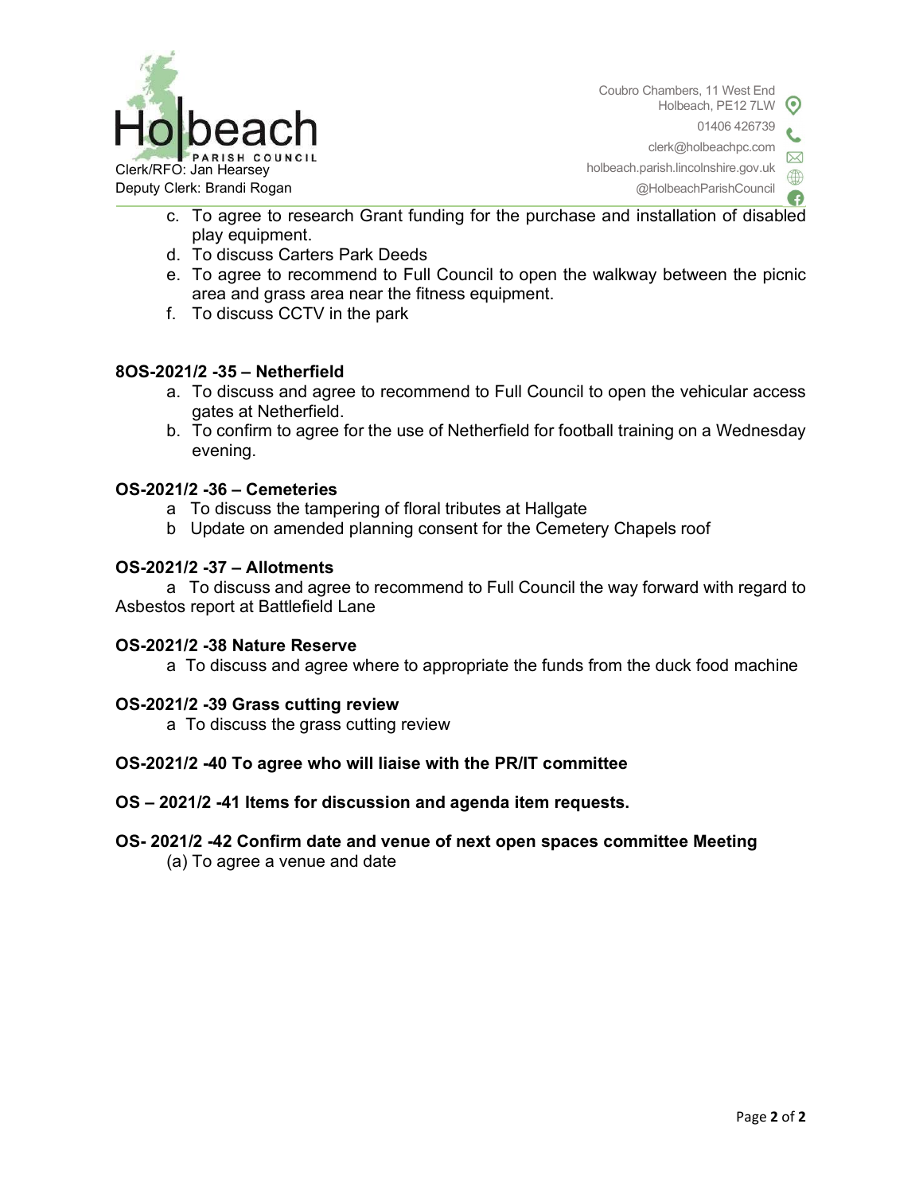c. To agree to research Grant funding for the purchase and installation of disabled play equipment.
d. To discuss Carters Park Deeds
e. To agree to recommend to Full Council to open the walkway between the picnic area and grass area near the fitness equipment.
f. To discuss CCTV in the park

**8OS-2021/2 -35 – Netherfield**

a. To discuss and agree to recommend to Full Council to open the vehicular access gates at Netherfield.
b. To confirm to agree for the use of Netherfield for football training on a Wednesday evening.

**OS-2021/2 -36 – Cemeteries**

a To discuss the tampering of floral tributes at Hallgate
b Update on amended planning consent for the Cemetery Chapels roof

**OS-2021/2 -37 – Allotments**

a To discuss and agree to recommend to Full Council the way forward with regard to Asbestos report at Battlefield Lane

**OS-2021/2 -38 Nature Reserve**

a To discuss and agree where to appropriate the funds from the duck food machine

**OS-2021/2 -39 Grass cutting review**

a To discuss the grass cutting review

**OS-2021/2 -40 To agree who will liaise with the PR/IT committee**

**OS – 2021/2 -41 Items for discussion and agenda item requests.**

**OS- 2021/2 -42 Confirm date and venue of next open spaces committee Meeting**

(a) To agree a venue and date